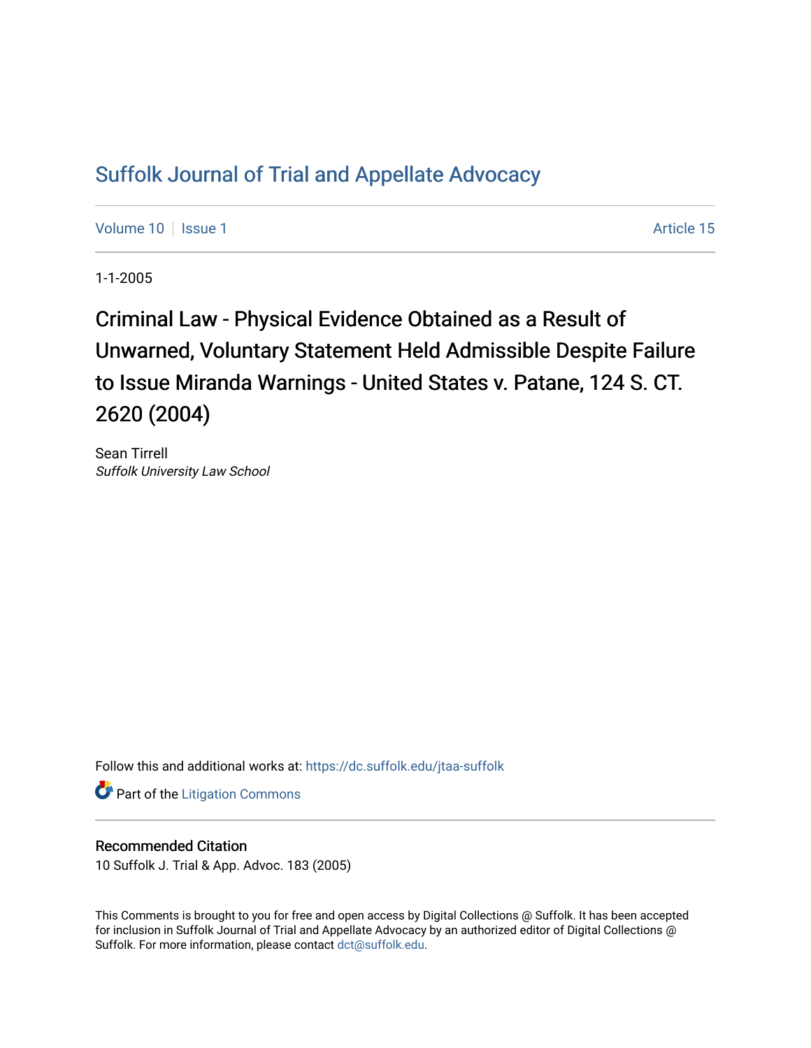# Suffolk Journal of Trial and Appellate Advocacy

Volume 10 | Issue 1 Article 15

1-1-2005

## Criminal Law - Physical Evidence Obtained as a Result of Unwarned, Voluntary Statement Held Admissible Despite Failure to Issue Miranda Warnings - United States v. Patane, 124 S. CT. 2620 (2004)

Sean Tirrell
*Suffolk University Law School*

Follow this and additional works at: https://dc.suffolk.edu/jtaa-suffolk

Part of the Litigation Commons

### Recommended Citation

10 Suffolk J. Trial & App. Advoc. 183 (2005)

This Comments is brought to you for free and open access by Digital Collections @ Suffolk. It has been accepted for inclusion in Suffolk Journal of Trial and Appellate Advocacy by an authorized editor of Digital Collections @ Suffolk. For more information, please contact dct@suffolk.edu.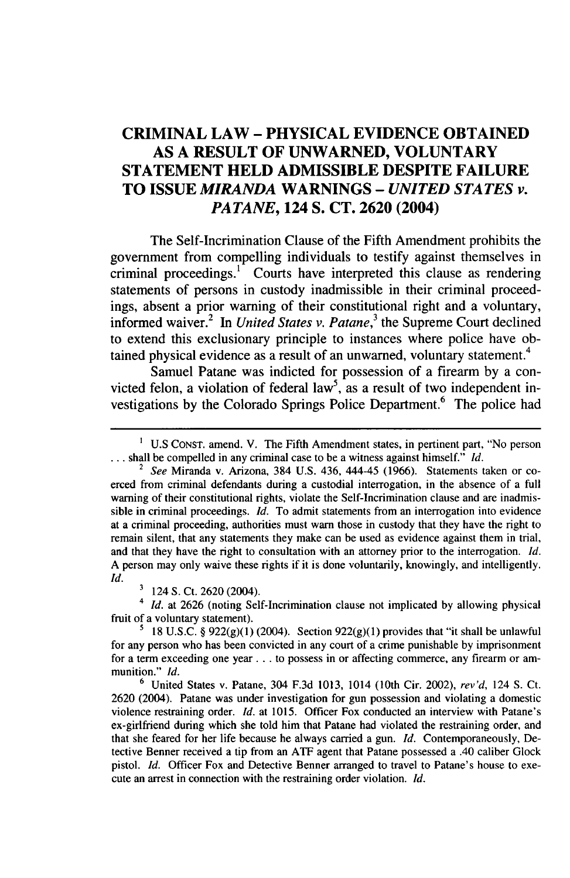# CRIMINAL LAW – PHYSICAL EVIDENCE OBTAINED AS A RESULT OF UNWARNED, VOLUNTARY STATEMENT HELD ADMISSIBLE DESPITE FAILURE TO ISSUE *MIRANDA* WARNINGS – *UNITED STATES v. PATANE*, 124 S. CT. 2620 (2004)

The Self-Incrimination Clause of the Fifth Amendment prohibits the government from compelling individuals to testify against themselves in criminal proceedings.[1] Courts have interpreted this clause as rendering statements of persons in custody inadmissible in their criminal proceedings, absent a prior warning of their constitutional right and a voluntary, informed waiver.[2] In *United States v. Patane*,[3] the Supreme Court declined to extend this exclusionary principle to instances where police have obtained physical evidence as a result of an unwarned, voluntary statement.[4]

Samuel Patane was indicted for possession of a firearm by a convicted felon, a violation of federal law[5], as a result of two independent investigations by the Colorado Springs Police Department.[6] The police had

---

[1] U.S CONST. amend. V. The Fifth Amendment states, in pertinent part, "No person . . . shall be compelled in any criminal case to be a witness against himself." *Id.*

[2] *See* Miranda v. Arizona, 384 U.S. 436, 444-45 (1966). Statements taken or coerced from criminal defendants during a custodial interrogation, in the absence of a full warning of their constitutional rights, violate the Self-Incrimination clause and are inadmissible in criminal proceedings. *Id.* To admit statements from an interrogation into evidence at a criminal proceeding, authorities must warn those in custody that they have the right to remain silent, that any statements they make can be used as evidence against them in trial, and that they have the right to consultation with an attorney prior to the interrogation. *Id.* A person may only waive these rights if it is done voluntarily, knowingly, and intelligently. *Id.*

[3] 124 S. Ct. 2620 (2004).

[4] *Id.* at 2626 (noting Self-Incrimination clause not implicated by allowing physical fruit of a voluntary statement).

[5] 18 U.S.C. § 922(g)(1) (2004). Section 922(g)(1) provides that "it shall be unlawful for any person who has been convicted in any court of a crime punishable by imprisonment for a term exceeding one year . . . to possess in or affecting commerce, any firearm or ammunition." *Id.*

[6] United States v. Patane, 304 F.3d 1013, 1014 (10th Cir. 2002), *rev'd*, 124 S. Ct. 2620 (2004). Patane was under investigation for gun possession and violating a domestic violence restraining order. *Id.* at 1015. Officer Fox conducted an interview with Patane's ex-girlfriend during which she told him that Patane had violated the restraining order, and that she feared for her life because he always carried a gun. *Id.* Contemporaneously, Detective Benner received a tip from an ATF agent that Patane possessed a .40 caliber Glock pistol. *Id.* Officer Fox and Detective Benner arranged to travel to Patane's house to execute an arrest in connection with the restraining order violation. *Id.*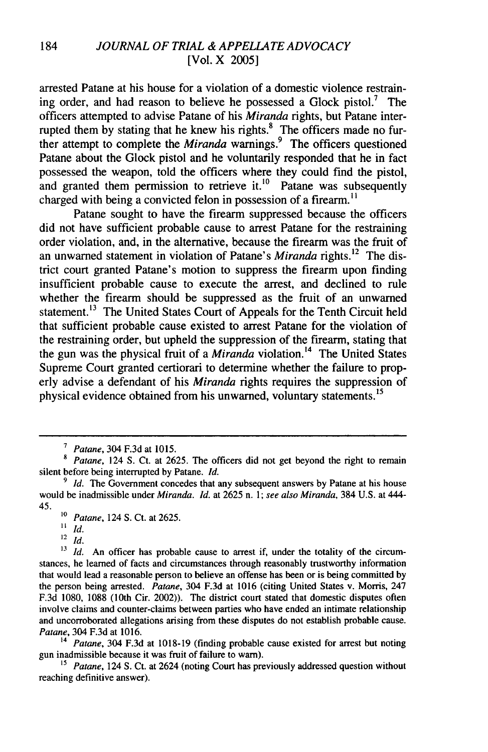arrested Patane at his house for a violation of a domestic violence restraining order, and had reason to believe he possessed a Glock pistol.[7] The officers attempted to advise Patane of his *Miranda* rights, but Patane interrupted them by stating that he knew his rights.[8] The officers made no further attempt to complete the *Miranda* warnings.[9] The officers questioned Patane about the Glock pistol and he voluntarily responded that he in fact possessed the weapon, told the officers where they could find the pistol, and granted them permission to retrieve it.[10] Patane was subsequently charged with being a convicted felon in possession of a firearm.[11]

Patane sought to have the firearm suppressed because the officers did not have sufficient probable cause to arrest Patane for the restraining order violation, and, in the alternative, because the firearm was the fruit of an unwarned statement in violation of Patane's *Miranda* rights.[12] The district court granted Patane's motion to suppress the firearm upon finding insufficient probable cause to execute the arrest, and declined to rule whether the firearm should be suppressed as the fruit of an unwarned statement.[13] The United States Court of Appeals for the Tenth Circuit held that sufficient probable cause existed to arrest Patane for the violation of the restraining order, but upheld the suppression of the firearm, stating that the gun was the physical fruit of a *Miranda* violation.[14] The United States Supreme Court granted certiorari to determine whether the failure to properly advise a defendant of his *Miranda* rights requires the suppression of physical evidence obtained from his unwarned, voluntary statements.[15]

---

[7] *Patane*, 304 F.3d at 1015.

[8] *Patane*, 124 S. Ct. at 2625. The officers did not get beyond the right to remain silent before being interrupted by Patane. *Id.*

[9] *Id.* The Government concedes that any subsequent answers by Patane at his house would be inadmissible under *Miranda*. *Id.* at 2625 n. 1; *see also Miranda*, 384 U.S. at 444-45.

[10] *Patane*, 124 S. Ct. at 2625.

[11] *Id.*

[12] *Id.*

[13] *Id.* An officer has probable cause to arrest if, under the totality of the circumstances, he learned of facts and circumstances through reasonably trustworthy information that would lead a reasonable person to believe an offense has been or is being committed by the person being arrested. *Patane*, 304 F.3d at 1016 (citing United States v. Morris, 247 F.3d 1080, 1088 (10th Cir. 2002)). The district court stated that domestic disputes often involve claims and counter-claims between parties who have ended an intimate relationship and uncorroborated allegations arising from these disputes do not establish probable cause. *Patane*, 304 F.3d at 1016.

[14] *Patane*, 304 F.3d at 1018-19 (finding probable cause existed for arrest but noting gun inadmissible because it was fruit of failure to warn).

[15] *Patane*, 124 S. Ct. at 2624 (noting Court has previously addressed question without reaching definitive answer).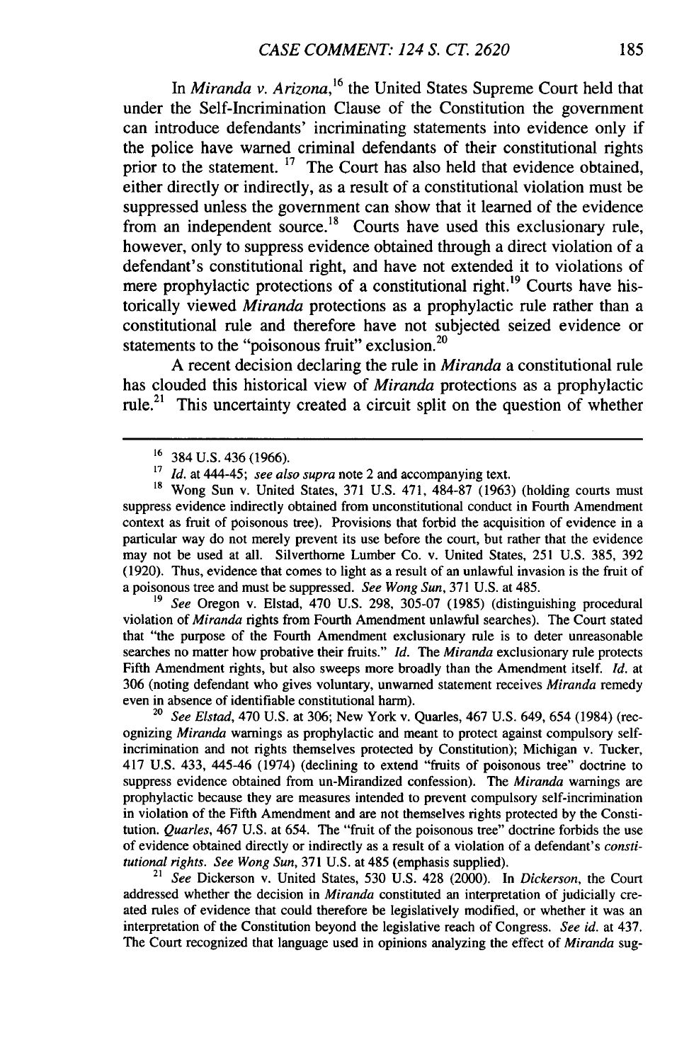In *Miranda v. Arizona*,[16] the United States Supreme Court held that under the Self-Incrimination Clause of the Constitution the government can introduce defendants' incriminating statements into evidence only if the police have warned criminal defendants of their constitutional rights prior to the statement.[17] The Court has also held that evidence obtained, either directly or indirectly, as a result of a constitutional violation must be suppressed unless the government can show that it learned of the evidence from an independent source.[18] Courts have used this exclusionary rule, however, only to suppress evidence obtained through a direct violation of a defendant's constitutional right, and have not extended it to violations of mere prophylactic protections of a constitutional right.[19] Courts have historically viewed *Miranda* protections as a prophylactic rule rather than a constitutional rule and therefore have not subjected seized evidence or statements to the "poisonous fruit" exclusion.[20]

A recent decision declaring the rule in *Miranda* a constitutional rule has clouded this historical view of *Miranda* protections as a prophylactic rule.[21] This uncertainty created a circuit split on the question of whether

---

[16] 384 U.S. 436 (1966).

[17] *Id.* at 444-45; *see also supra* note 2 and accompanying text.

[18] Wong Sun v. United States, 371 U.S. 471, 484-87 (1963) (holding courts must suppress evidence indirectly obtained from unconstitutional conduct in Fourth Amendment context as fruit of poisonous tree). Provisions that forbid the acquisition of evidence in a particular way do not merely prevent its use before the court, but rather that the evidence may not be used at all. Silverthorne Lumber Co. v. United States, 251 U.S. 385, 392 (1920). Thus, evidence that comes to light as a result of an unlawful invasion is the fruit of a poisonous tree and must be suppressed. *See Wong Sun*, 371 U.S. at 485.

[19] *See* Oregon v. Elstad, 470 U.S. 298, 305-07 (1985) (distinguishing procedural violation of *Miranda* rights from Fourth Amendment unlawful searches). The Court stated that "the purpose of the Fourth Amendment exclusionary rule is to deter unreasonable searches no matter how probative their fruits." *Id.* The *Miranda* exclusionary rule protects Fifth Amendment rights, but also sweeps more broadly than the Amendment itself. *Id.* at 306 (noting defendant who gives voluntary, unwarned statement receives *Miranda* remedy even in absence of identifiable constitutional harm).

[20] *See Elstad*, 470 U.S. at 306; New York v. Quarles, 467 U.S. 649, 654 (1984) (recognizing *Miranda* warnings as prophylactic and meant to protect against compulsory self-incrimination and not rights themselves protected by Constitution); Michigan v. Tucker, 417 U.S. 433, 445-46 (1974) (declining to extend "fruits of poisonous tree" doctrine to suppress evidence obtained from un-Mirandized confession). The *Miranda* warnings are prophylactic because they are measures intended to prevent compulsory self-incrimination in violation of the Fifth Amendment and are not themselves rights protected by the Constitution. *Quarles*, 467 U.S. at 654. The "fruit of the poisonous tree" doctrine forbids the use of evidence obtained directly or indirectly as a result of a violation of a defendant's *constitutional rights*. *See Wong Sun*, 371 U.S. at 485 (emphasis supplied).

[21] *See* Dickerson v. United States, 530 U.S. 428 (2000). In *Dickerson*, the Court addressed whether the decision in *Miranda* constituted an interpretation of judicially created rules of evidence that could therefore be legislatively modified, or whether it was an interpretation of the Constitution beyond the legislative reach of Congress. *See id.* at 437. The Court recognized that language used in opinions analyzing the effect of *Miranda* sug-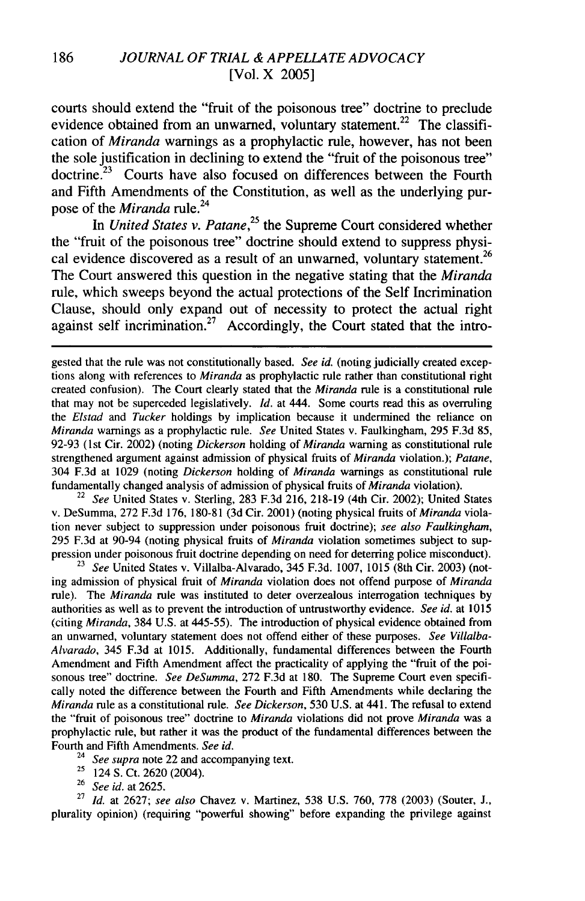courts should extend the "fruit of the poisonous tree" doctrine to preclude evidence obtained from an unwarned, voluntary statement.[22] The classification of *Miranda* warnings as a prophylactic rule, however, has not been the sole justification in declining to extend the "fruit of the poisonous tree" doctrine.[23] Courts have also focused on differences between the Fourth and Fifth Amendments of the Constitution, as well as the underlying purpose of the *Miranda* rule.[24]

In *United States v. Patane*,[25] the Supreme Court considered whether the "fruit of the poisonous tree" doctrine should extend to suppress physical evidence discovered as a result of an unwarned, voluntary statement.[26] The Court answered this question in the negative stating that the *Miranda* rule, which sweeps beyond the actual protections of the Self Incrimination Clause, should only expand out of necessity to protect the actual right against self incrimination.[27] Accordingly, the Court stated that the intro-

---

gested that the rule was not constitutionally based. *See id.* (noting judicially created exceptions along with references to *Miranda* as prophylactic rule rather than constitutional right created confusion). The Court clearly stated that the *Miranda* rule is a constitutional rule that may not be superceded legislatively. *Id.* at 444. Some courts read this as overruling the *Elstad* and *Tucker* holdings by implication because it undermined the reliance on *Miranda* warnings as a prophylactic rule. *See* United States v. Faulkingham, 295 F.3d 85, 92-93 (1st Cir. 2002) (noting *Dickerson* holding of *Miranda* warning as constitutional rule strengthened argument against admission of physical fruits of *Miranda* violation.); *Patane*, 304 F.3d at 1029 (noting *Dickerson* holding of *Miranda* warnings as constitutional rule fundamentally changed analysis of admission of physical fruits of *Miranda* violation).

[22] *See* United States v. Sterling, 283 F.3d 216, 218-19 (4th Cir. 2002); United States v. DeSumma, 272 F.3d 176, 180-81 (3d Cir. 2001) (noting physical fruits of *Miranda* violation never subject to suppression under poisonous fruit doctrine); *see also Faulkingham*, 295 F.3d at 90-94 (noting physical fruits of *Miranda* violation sometimes subject to suppression under poisonous fruit doctrine depending on need for deterring police misconduct).

[23] *See* United States v. Villalba-Alvarado, 345 F.3d. 1007, 1015 (8th Cir. 2003) (noting admission of physical fruit of *Miranda* violation does not offend purpose of *Miranda* rule). The *Miranda* rule was instituted to deter overzealous interrogation techniques by authorities as well as to prevent the introduction of untrustworthy evidence. *See id.* at 1015 (citing *Miranda*, 384 U.S. at 445-55). The introduction of physical evidence obtained from an unwarned, voluntary statement does not offend either of these purposes. *See Villalba-Alvarado*, 345 F.3d at 1015. Additionally, fundamental differences between the Fourth Amendment and Fifth Amendment affect the practicality of applying the "fruit of the poisonous tree" doctrine. *See DeSumma*, 272 F.3d at 180. The Supreme Court even specifically noted the difference between the Fourth and Fifth Amendments while declaring the *Miranda* rule as a constitutional rule. *See Dickerson*, 530 U.S. at 441. The refusal to extend the "fruit of poisonous tree" doctrine to *Miranda* violations did not prove *Miranda* was a prophylactic rule, but rather it was the product of the fundamental differences between the Fourth and Fifth Amendments. *See id.*

[24] *See supra* note 22 and accompanying text.

[25] 124 S. Ct. 2620 (2004).

[26] *See id.* at 2625.

[27] *Id.* at 2627; *see also* Chavez v. Martinez, 538 U.S. 760, 778 (2003) (Souter, J., plurality opinion) (requiring "powerful showing" before expanding the privilege against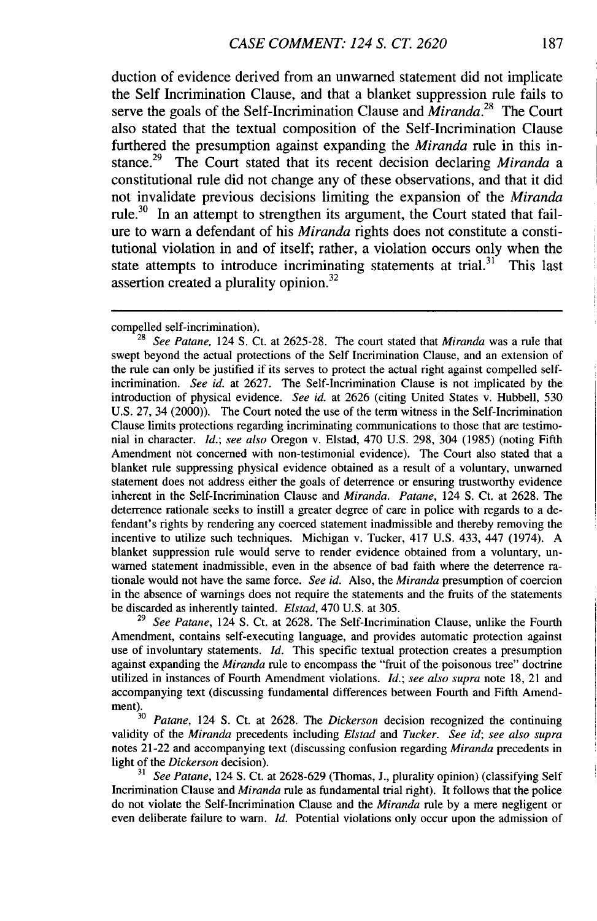duction of evidence derived from an unwarned statement did not implicate the Self Incrimination Clause, and that a blanket suppression rule fails to serve the goals of the Self-Incrimination Clause and *Miranda*.[28] The Court also stated that the textual composition of the Self-Incrimination Clause furthered the presumption against expanding the *Miranda* rule in this instance.[29] The Court stated that its recent decision declaring *Miranda* a constitutional rule did not change any of these observations, and that it did not invalidate previous decisions limiting the expansion of the *Miranda* rule.[30] In an attempt to strengthen its argument, the Court stated that failure to warn a defendant of his *Miranda* rights does not constitute a constitutional violation in and of itself; rather, a violation occurs only when the state attempts to introduce incriminating statements at trial.[31] This last assertion created a plurality opinion.[32]

---

compelled self-incrimination).

[28] *See Patane*, 124 S. Ct. at 2625-28. The court stated that *Miranda* was a rule that swept beyond the actual protections of the Self Incrimination Clause, and an extension of the rule can only be justified if its serves to protect the actual right against compelled self-incrimination. *See id.* at 2627. The Self-Incrimination Clause is not implicated by the introduction of physical evidence. *See id.* at 2626 (citing United States v. Hubbell, 530 U.S. 27, 34 (2000)). The Court noted the use of the term witness in the Self-Incrimination Clause limits protections regarding incriminating communications to those that are testimonial in character. *Id.*; *see also* Oregon v. Elstad, 470 U.S. 298, 304 (1985) (noting Fifth Amendment not concerned with non-testimonial evidence). The Court also stated that a blanket rule suppressing physical evidence obtained as a result of a voluntary, unwarned statement does not address either the goals of deterrence or ensuring trustworthy evidence inherent in the Self-Incrimination Clause and *Miranda*. *Patane*, 124 S. Ct. at 2628. The deterrence rationale seeks to instill a greater degree of care in police with regards to a defendant's rights by rendering any coerced statement inadmissible and thereby removing the incentive to utilize such techniques. Michigan v. Tucker, 417 U.S. 433, 447 (1974). A blanket suppression rule would serve to render evidence obtained from a voluntary, unwarned statement inadmissible, even in the absence of bad faith where the deterrence rationale would not have the same force. *See id.* Also, the *Miranda* presumption of coercion in the absence of warnings does not require the statements and the fruits of the statements be discarded as inherently tainted. *Elstad*, 470 U.S. at 305.

[29] *See Patane*, 124 S. Ct. at 2628. The Self-Incrimination Clause, unlike the Fourth Amendment, contains self-executing language, and provides automatic protection against use of involuntary statements. *Id.* This specific textual protection creates a presumption against expanding the *Miranda* rule to encompass the "fruit of the poisonous tree" doctrine utilized in instances of Fourth Amendment violations. *Id.*; *see also supra* note 18, 21 and accompanying text (discussing fundamental differences between Fourth and Fifth Amendment).

[30] *Patane*, 124 S. Ct. at 2628. The *Dickerson* decision recognized the continuing validity of the *Miranda* precedents including *Elstad* and *Tucker*. *See id*; *see also supra* notes 21-22 and accompanying text (discussing confusion regarding *Miranda* precedents in light of the *Dickerson* decision).

[31] *See Patane*, 124 S. Ct. at 2628-629 (Thomas, J., plurality opinion) (classifying Self Incrimination Clause and *Miranda* rule as fundamental trial right). It follows that the police do not violate the Self-Incrimination Clause and the *Miranda* rule by a mere negligent or even deliberate failure to warn. *Id.* Potential violations only occur upon the admission of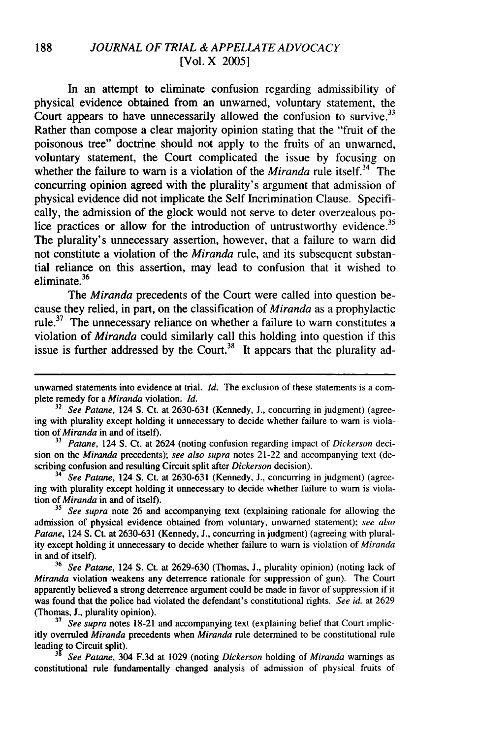In an attempt to eliminate confusion regarding admissibility of physical evidence obtained from an unwarned, voluntary statement, the Court appears to have unnecessarily allowed the confusion to survive.[33] Rather than compose a clear majority opinion stating that the "fruit of the poisonous tree" doctrine should not apply to the fruits of an unwarned, voluntary statement, the Court complicated the issue by focusing on whether the failure to warn is a violation of the *Miranda* rule itself.[34] The concurring opinion agreed with the plurality's argument that admission of physical evidence did not implicate the Self Incrimination Clause. Specifically, the admission of the glock would not serve to deter overzealous police practices or allow for the introduction of untrustworthy evidence.[35] The plurality's unnecessary assertion, however, that a failure to warn did not constitute a violation of the *Miranda* rule, and its subsequent substantial reliance on this assertion, may lead to confusion that it wished to eliminate.[36]

The *Miranda* precedents of the Court were called into question because they relied, in part, on the classification of *Miranda* as a prophylactic rule.[37] The unnecessary reliance on whether a failure to warn constitutes a violation of *Miranda* could similarly call this holding into question if this issue is further addressed by the Court.[38] It appears that the plurality ad-

---

unwarned statements into evidence at trial. *Id.* The exclusion of these statements is a complete remedy for a *Miranda* violation. *Id.*

[32] *See Patane*, 124 S. Ct. at 2630-631 (Kennedy, J., concurring in judgment) (agreeing with plurality except holding it unnecessary to decide whether failure to warn is violation of *Miranda* in and of itself).

[33] *Patane*, 124 S. Ct. at 2624 (noting confusion regarding impact of *Dickerson* decision on the *Miranda* precedents); *see also supra* notes 21-22 and accompanying text (describing confusion and resulting Circuit split after *Dickerson* decision).

[34] *See Patane*, 124 S. Ct. at 2630-631 (Kennedy, J., concurring in judgment) (agreeing with plurality except holding it unnecessary to decide whether failure to warn is violation of *Miranda* in and of itself).

[35] *See supra* note 26 and accompanying text (explaining rationale for allowing the admission of physical evidence obtained from voluntary, unwarned statement); *see also Patane*, 124 S. Ct. at 2630-631 (Kennedy, J., concurring in judgment) (agreeing with plurality except holding it unnecessary to decide whether failure to warn is violation of *Miranda* in and of itself).

[36] *See Patane*, 124 S. Ct. at 2629-630 (Thomas, J., plurality opinion) (noting lack of *Miranda* violation weakens any deterrence rationale for suppression of gun). The Court apparently believed a strong deterrence argument could be made in favor of suppression if it was found that the police had violated the defendant's constitutional rights. *See id.* at 2629 (Thomas, J., plurality opinion).

[37] *See supra* notes 18-21 and accompanying text (explaining belief that Court implicitly overruled *Miranda* precedents when *Miranda* rule determined to be constitutional rule leading to Circuit split).

[38] *See Patane*, 304 F.3d at 1029 (noting *Dickerson* holding of *Miranda* warnings as constitutional rule fundamentally changed analysis of admission of physical fruits of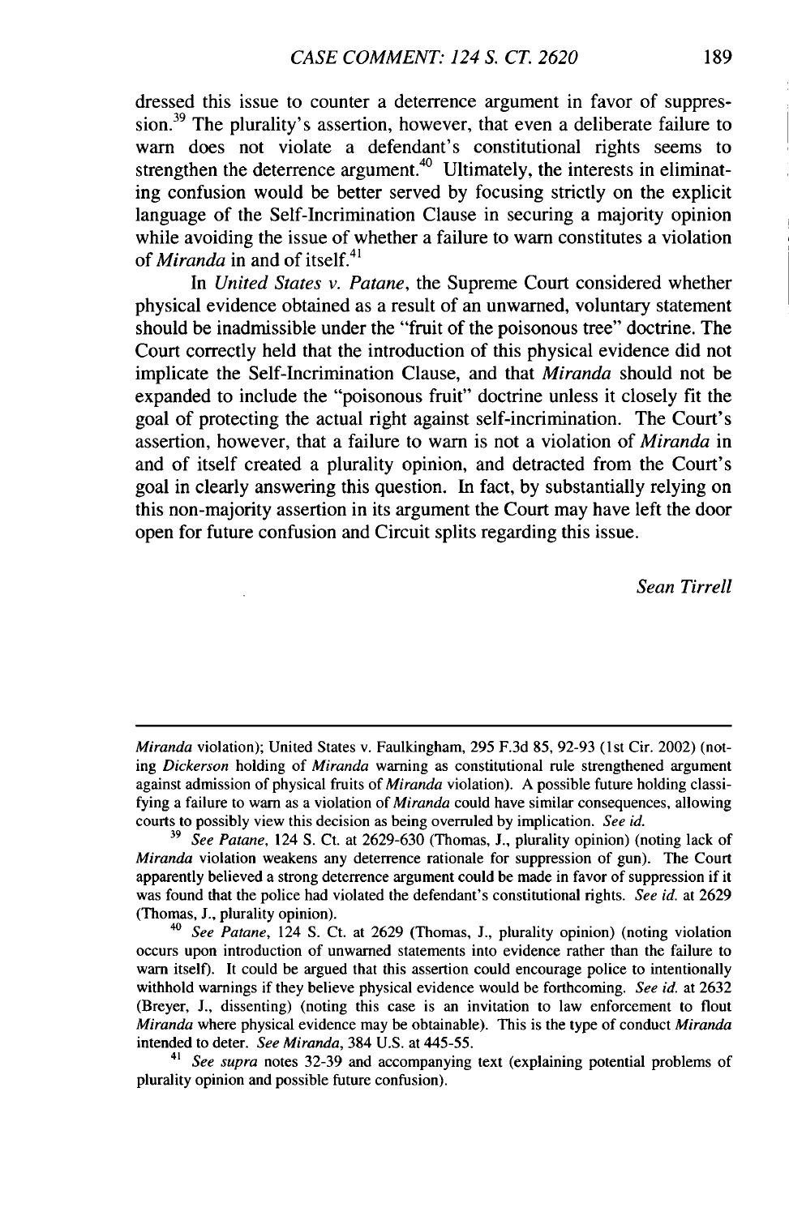dressed this issue to counter a deterrence argument in favor of suppression.[39] The plurality's assertion, however, that even a deliberate failure to warn does not violate a defendant's constitutional rights seems to strengthen the deterrence argument.[40] Ultimately, the interests in eliminating confusion would be better served by focusing strictly on the explicit language of the Self-Incrimination Clause in securing a majority opinion while avoiding the issue of whether a failure to warn constitutes a violation of *Miranda* in and of itself.[41]

In *United States v. Patane*, the Supreme Court considered whether physical evidence obtained as a result of an unwarned, voluntary statement should be inadmissible under the "fruit of the poisonous tree" doctrine. The Court correctly held that the introduction of this physical evidence did not implicate the Self-Incrimination Clause, and that *Miranda* should not be expanded to include the "poisonous fruit" doctrine unless it closely fit the goal of protecting the actual right against self-incrimination. The Court's assertion, however, that a failure to warn is not a violation of *Miranda* in and of itself created a plurality opinion, and detracted from the Court's goal in clearly answering this question. In fact, by substantially relying on this non-majority assertion in its argument the Court may have left the door open for future confusion and Circuit splits regarding this issue.

*Sean Tirrell*

---

*Miranda* violation); United States v. Faulkingham, 295 F.3d 85, 92-93 (1st Cir. 2002) (noting *Dickerson* holding of *Miranda* warning as constitutional rule strengthened argument against admission of physical fruits of *Miranda* violation). A possible future holding classifying a failure to warn as a violation of *Miranda* could have similar consequences, allowing courts to possibly view this decision as being overruled by implication. *See id.*

[39] *See Patane*, 124 S. Ct. at 2629-630 (Thomas, J., plurality opinion) (noting lack of *Miranda* violation weakens any deterrence rationale for suppression of gun). The Court apparently believed a strong deterrence argument could be made in favor of suppression if it was found that the police had violated the defendant's constitutional rights. *See id.* at 2629 (Thomas, J., plurality opinion).

[40] *See Patane*, 124 S. Ct. at 2629 (Thomas, J., plurality opinion) (noting violation occurs upon introduction of unwarned statements into evidence rather than the failure to warn itself). It could be argued that this assertion could encourage police to intentionally withhold warnings if they believe physical evidence would be forthcoming. *See id.* at 2632 (Breyer, J., dissenting) (noting this case is an invitation to law enforcement to flout *Miranda* where physical evidence may be obtainable). This is the type of conduct *Miranda* intended to deter. *See Miranda*, 384 U.S. at 445-55.

[41] *See supra* notes 32-39 and accompanying text (explaining potential problems of plurality opinion and possible future confusion).